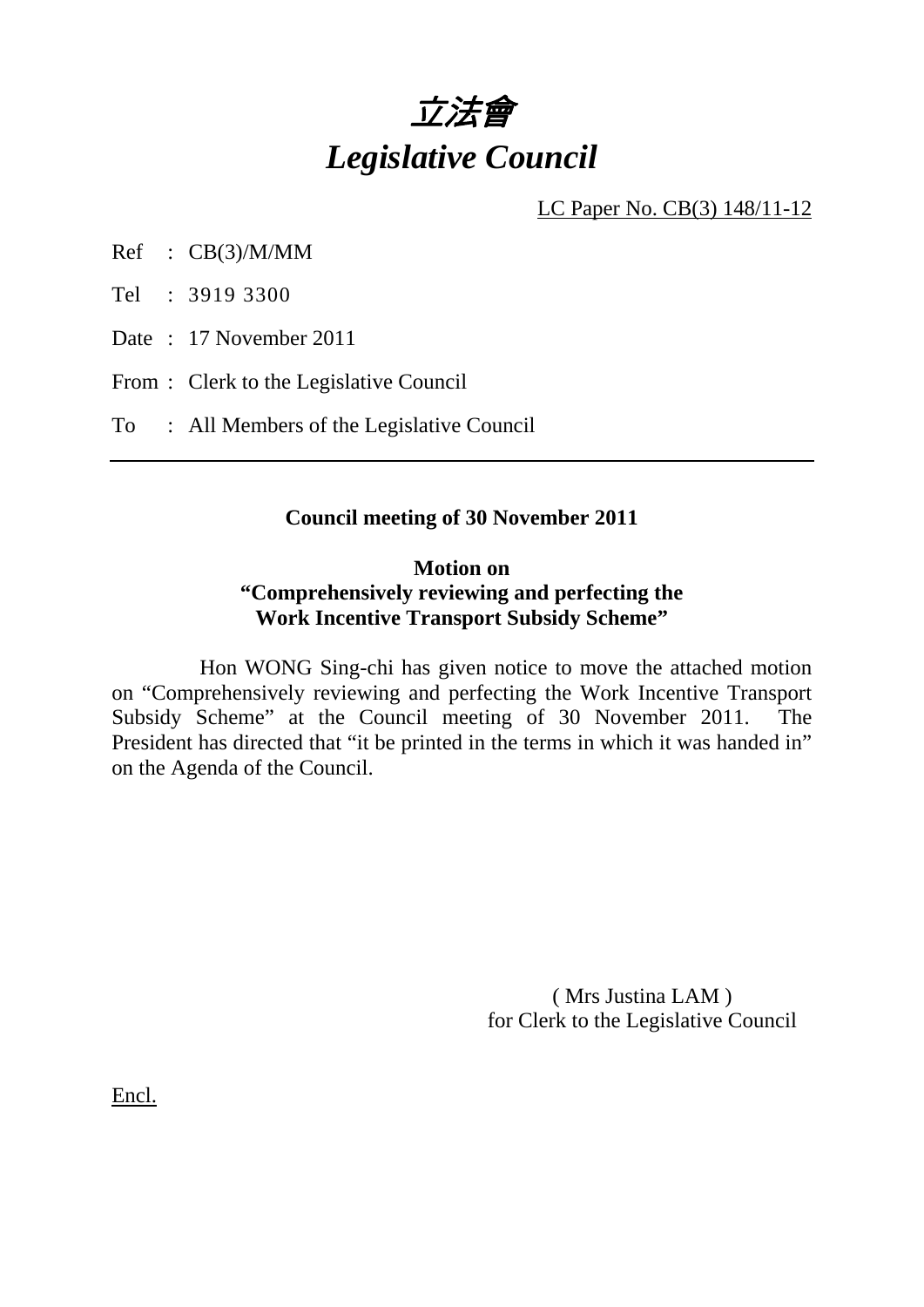# *立法會*
# *Legislative Council*

LC Paper No. CB(3) 148/11-12

Ref : CB(3)/M/MM

Tel : 3919 3300

Date : 17 November 2011

From : Clerk to the Legislative Council

To : All Members of the Legislative Council

---

**Council meeting of 30 November 2011**

**Motion on**
**"Comprehensively reviewing and perfecting the Work Incentive Transport Subsidy Scheme"**

Hon WONG Sing-chi has given notice to move the attached motion on "Comprehensively reviewing and perfecting the Work Incentive Transport Subsidy Scheme" at the Council meeting of 30 November 2011. The President has directed that "it be printed in the terms in which it was handed in" on the Agenda of the Council.

( Mrs Justina LAM )
for Clerk to the Legislative Council

Encl.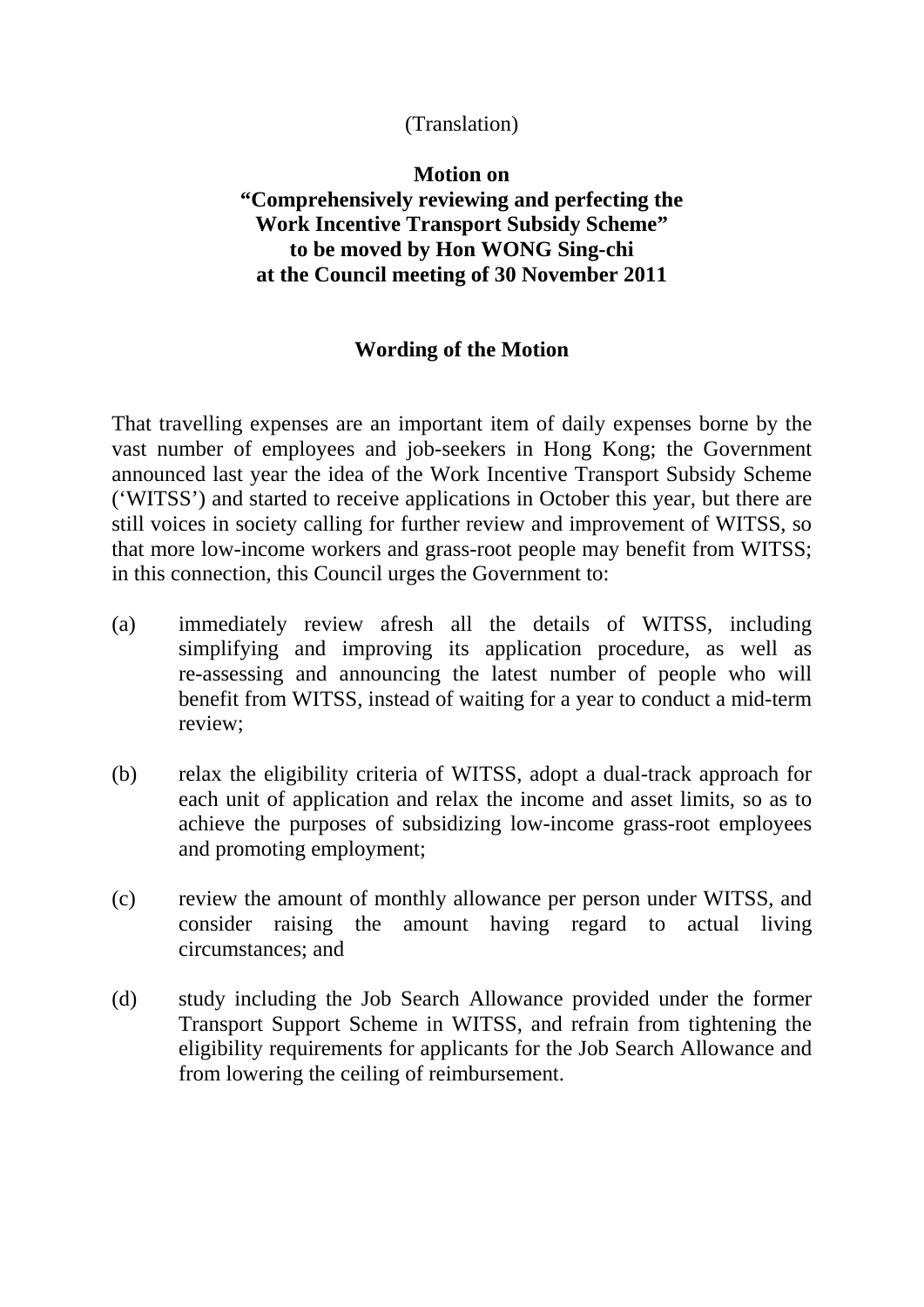(Translation)

**Motion on**
**"Comprehensively reviewing and perfecting the Work Incentive Transport Subsidy Scheme"**
**to be moved by Hon WONG Sing-chi**
**at the Council meeting of 30 November 2011**

**Wording of the Motion**

That travelling expenses are an important item of daily expenses borne by the vast number of employees and job-seekers in Hong Kong; the Government announced last year the idea of the Work Incentive Transport Subsidy Scheme ('WITSS') and started to receive applications in October this year, but there are still voices in society calling for further review and improvement of WITSS, so that more low-income workers and grass-root people may benefit from WITSS; in this connection, this Council urges the Government to:

(a) immediately review afresh all the details of WITSS, including simplifying and improving its application procedure, as well as re-assessing and announcing the latest number of people who will benefit from WITSS, instead of waiting for a year to conduct a mid-term review;

(b) relax the eligibility criteria of WITSS, adopt a dual-track approach for each unit of application and relax the income and asset limits, so as to achieve the purposes of subsidizing low-income grass-root employees and promoting employment;

(c) review the amount of monthly allowance per person under WITSS, and consider raising the amount having regard to actual living circumstances; and

(d) study including the Job Search Allowance provided under the former Transport Support Scheme in WITSS, and refrain from tightening the eligibility requirements for applicants for the Job Search Allowance and from lowering the ceiling of reimbursement.